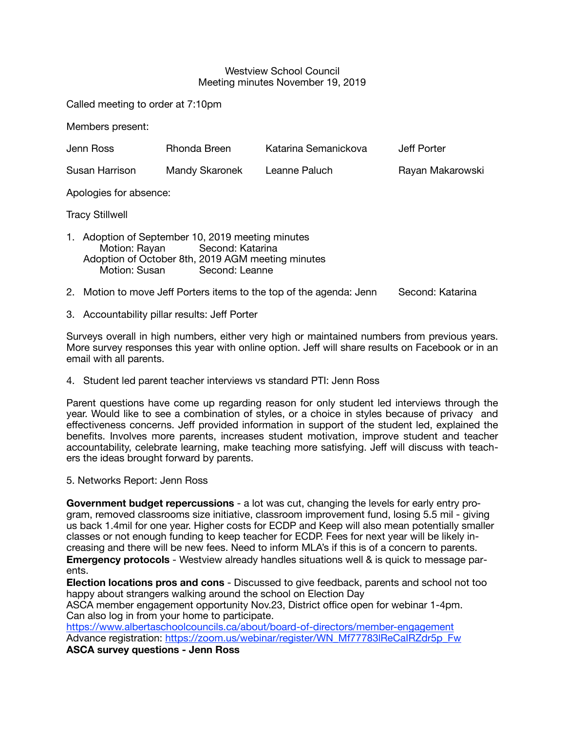Westview School Council
Meeting minutes November 19, 2019

Called meeting to order at 7:10pm

Members present:

| | | | |
|---|---|---|---|
| Jenn Ross | Rhonda Breen | Katarina Semanickova | Jeff Porter |
| Susan Harrison | Mandy Skaronek | Leanne Paluch | Rayan Makarowski |

Apologies for absence:

Tracy Stillwell

1. Adoption of September 10, 2019 meeting minutes
   Motion: Rayan    Second: Katarina
   Adoption of October 8th, 2019 AGM meeting minutes
   Motion: Susan    Second: Leanne

2. Motion to move Jeff Porters items to the top of the agenda: Jenn    Second: Katarina

3. Accountability pillar results: Jeff Porter

Surveys overall in high numbers, either very high or maintained numbers from previous years. More survey responses this year with online option. Jeff will share results on Facebook or in an email with all parents.

4. Student led parent teacher interviews vs standard PTI: Jenn Ross

Parent questions have come up regarding reason for only student led interviews through the year. Would like to see a combination of styles, or a choice in styles because of privacy and effectiveness concerns. Jeff provided information in support of the student led, explained the benefits. Involves more parents, increases student motivation, improve student and teacher accountability, celebrate learning, make teaching more satisfying. Jeff will discuss with teachers the ideas brought forward by parents.

5. Networks Report: Jenn Ross

**Government budget repercussions** - a lot was cut, changing the levels for early entry program, removed classrooms size initiative, classroom improvement fund, losing 5.5 mil - giving us back 1.4mil for one year. Higher costs for ECDP and Keep will also mean potentially smaller classes or not enough funding to keep teacher for ECDP. Fees for next year will be likely increasing and there will be new fees. Need to inform MLA's if this is of a concern to parents.
**Emergency protocols** - Westview already handles situations well & is quick to message parents.
**Election locations pros and cons** - Discussed to give feedback, parents and school not too happy about strangers walking around the school on Election Day
ASCA member engagement opportunity Nov.23, District office open for webinar 1-4pm. Can also log in from your home to participate.
https://www.albertaschoolcouncils.ca/about/board-of-directors/member-engagement
Advance registration: https://zoom.us/webinar/register/WN_Mf77783lReCaIRZdr5p_Fw
**ASCA survey questions - Jenn Ross**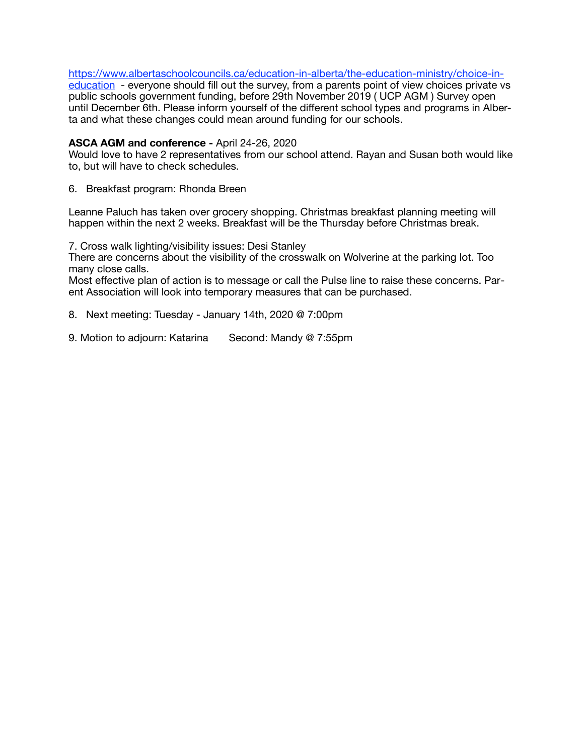https://www.albertaschoolcouncils.ca/education-in-alberta/the-education-ministry/choice-in-education - everyone should fill out the survey, from a parents point of view choices private vs public schools government funding, before 29th November 2019 ( UCP AGM ) Survey open until December 6th. Please inform yourself of the different school types and programs in Alberta and what these changes could mean around funding for our schools.

**ASCA AGM and conference -** April 24-26, 2020
Would love to have 2 representatives from our school attend. Rayan and Susan both would like to, but will have to check schedules.

6. Breakfast program: Rhonda Breen

Leanne Paluch has taken over grocery shopping. Christmas breakfast planning meeting will happen within the next 2 weeks. Breakfast will be the Thursday before Christmas break.

7. Cross walk lighting/visibility issues: Desi Stanley
There are concerns about the visibility of the crosswalk on Wolverine at the parking lot. Too many close calls.
Most effective plan of action is to message or call the Pulse line to raise these concerns. Parent Association will look into temporary measures that can be purchased.

8. Next meeting: Tuesday - January 14th, 2020 @ 7:00pm

9. Motion to adjourn: Katarina Second: Mandy @ 7:55pm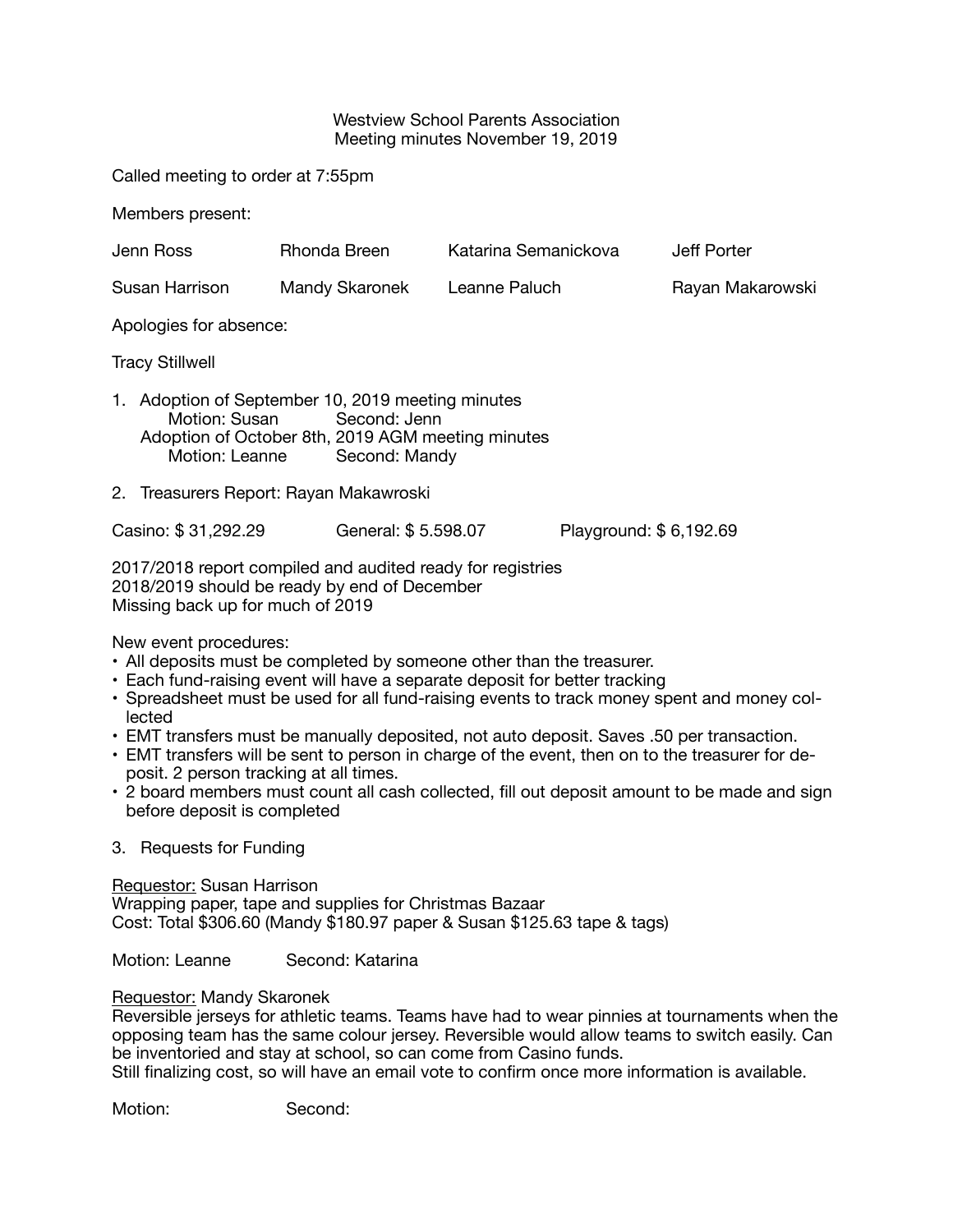Westview School Parents Association
Meeting minutes November 19, 2019

Called meeting to order at 7:55pm

Members present:

| | | | |
|---|---|---|---|
| Jenn Ross | Rhonda Breen | Katarina Semanickova | Jeff Porter |
| Susan Harrison | Mandy Skaronek | Leanne Paluch | Rayan Makarowski |

Apologies for absence:

Tracy Stillwell

1. Adoption of September 10, 2019 meeting minutes
   Motion: Susan Second: Jenn
   Adoption of October 8th, 2019 AGM meeting minutes
   Motion: Leanne Second: Mandy

2. Treasurers Report: Rayan Makawroski

Casino: $ 31,292.29 General: $ 5.598.07 Playground: $ 6,192.69

2017/2018 report compiled and audited ready for registries
2018/2019 should be ready by end of December
Missing back up for much of 2019

New event procedures:

- All deposits must be completed by someone other than the treasurer.
- Each fund-raising event will have a separate deposit for better tracking
- Spreadsheet must be used for all fund-raising events to track money spent and money collected
- EMT transfers must be manually deposited, not auto deposit. Saves .50 per transaction.
- EMT transfers will be sent to person in charge of the event, then on to the treasurer for deposit. 2 person tracking at all times.
- 2 board members must count all cash collected, fill out deposit amount to be made and sign before deposit is completed

3. Requests for Funding

Requestor: Susan Harrison
Wrapping paper, tape and supplies for Christmas Bazaar
Cost: Total $306.60 (Mandy $180.97 paper & Susan $125.63 tape & tags)

Motion: Leanne Second: Katarina

Requestor: Mandy Skaronek
Reversible jerseys for athletic teams. Teams have had to wear pinnies at tournaments when the opposing team has the same colour jersey. Reversible would allow teams to switch easily. Can be inventoried and stay at school, so can come from Casino funds.
Still finalizing cost, so will have an email vote to confirm once more information is available.

Motion: Second: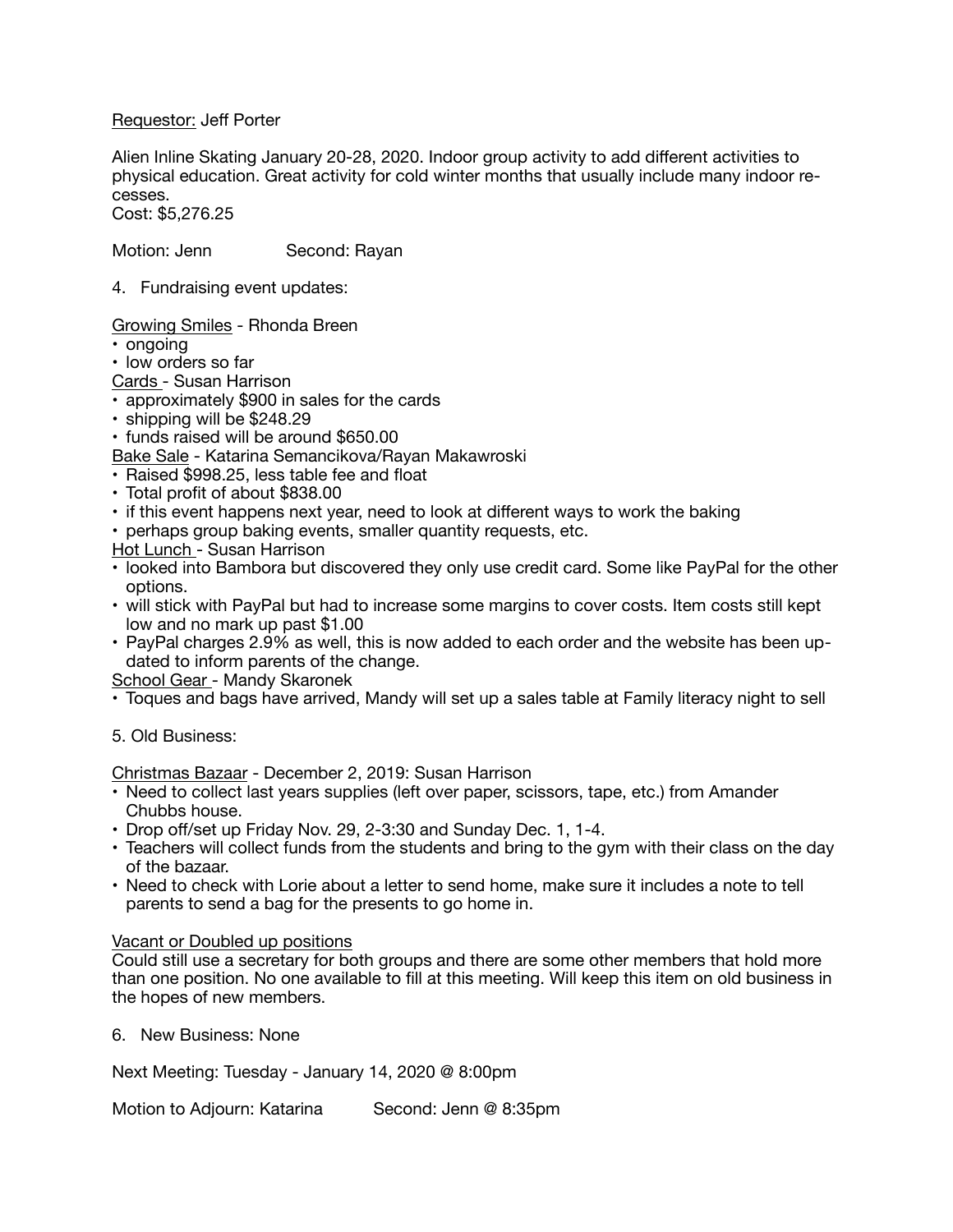Requestor: Jeff Porter

Alien Inline Skating January 20-28, 2020. Indoor group activity to add different activities to physical education. Great activity for cold winter months that usually include many indoor recesses.
Cost: $5,276.25

Motion: Jenn Second: Rayan

4. Fundraising event updates:

Growing Smiles - Rhonda Breen
- ongoing
- low orders so far

Cards - Susan Harrison
- approximately $900 in sales for the cards
- shipping will be $248.29
- funds raised will be around $650.00

Bake Sale - Katarina Semancikova/Rayan Makawroski
- Raised $998.25, less table fee and float
- Total profit of about $838.00
- if this event happens next year, need to look at different ways to work the baking
- perhaps group baking events, smaller quantity requests, etc.

Hot Lunch - Susan Harrison
- looked into Bambora but discovered they only use credit card. Some like PayPal for the other options.
- will stick with PayPal but had to increase some margins to cover costs. Item costs still kept low and no mark up past $1.00
- PayPal charges 2.9% as well, this is now added to each order and the website has been updated to inform parents of the change.

School Gear - Mandy Skaronek
- Toques and bags have arrived, Mandy will set up a sales table at Family literacy night to sell

5. Old Business:

Christmas Bazaar - December 2, 2019: Susan Harrison
- Need to collect last years supplies (left over paper, scissors, tape, etc.) from Amander Chubbs house.
- Drop off/set up Friday Nov. 29, 2-3:30 and Sunday Dec. 1, 1-4.
- Teachers will collect funds from the students and bring to the gym with their class on the day of the bazaar.
- Need to check with Lorie about a letter to send home, make sure it includes a note to tell parents to send a bag for the presents to go home in.

Vacant or Doubled up positions
Could still use a secretary for both groups and there are some other members that hold more than one position. No one available to fill at this meeting. Will keep this item on old business in the hopes of new members.

6. New Business: None

Next Meeting: Tuesday - January 14, 2020 @ 8:00pm

Motion to Adjourn: Katarina Second: Jenn @ 8:35pm